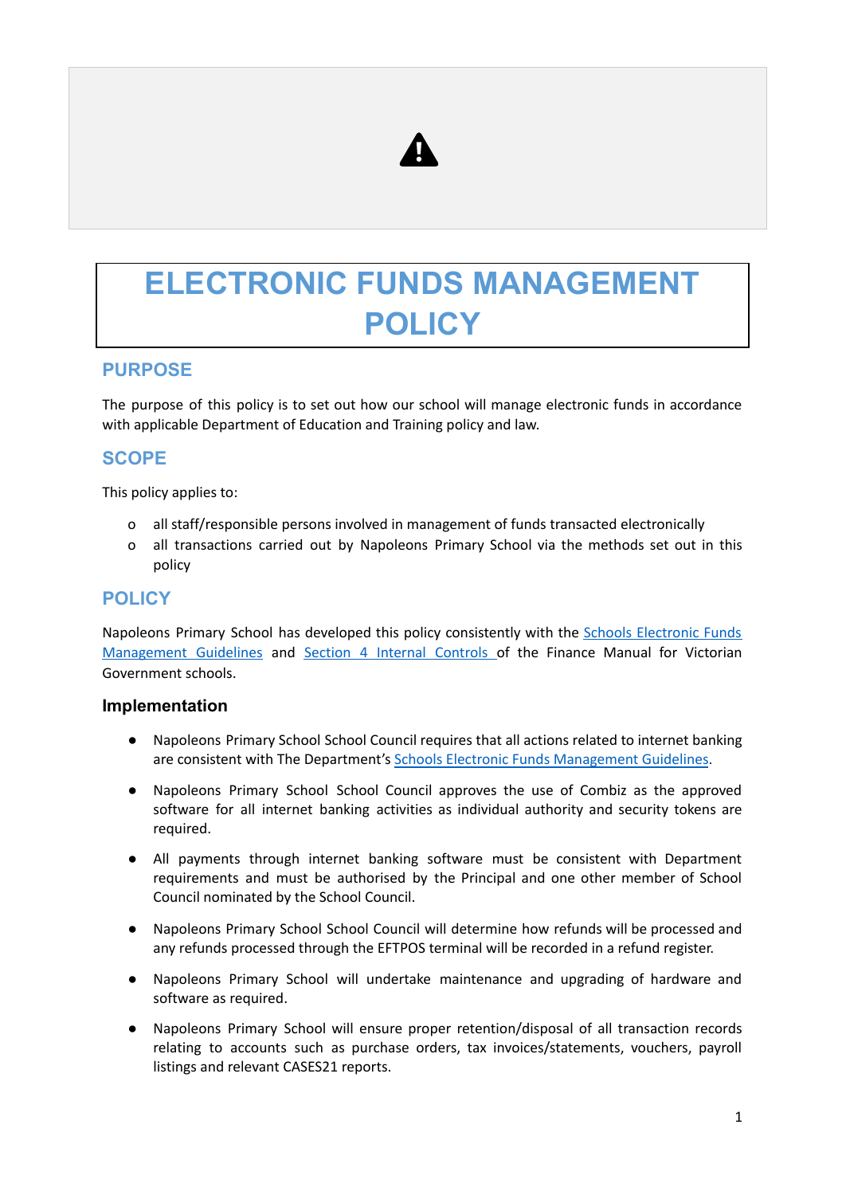# ELECTRONIC FUNDS MANAGEMENT POLICY

## PURPOSE

The purpose of this policy is to set out how our school will manage electronic funds in accordance with applicable Department of Education and Training policy and law.

## SCOPE

This policy applies to:

- all staff/responsible persons involved in management of funds transacted electronically
- all transactions carried out by Napoleons Primary School via the methods set out in this policy

## POLICY

Napoleons Primary School has developed this policy consistently with the Schools Electronic Funds Management Guidelines and Section 4 Internal Controls of the Finance Manual for Victorian Government schools.

### Implementation

- Napoleons Primary School School Council requires that all actions related to internet banking are consistent with The Department's Schools Electronic Funds Management Guidelines.
- Napoleons Primary School School Council approves the use of Combiz as the approved software for all internet banking activities as individual authority and security tokens are required.
- All payments through internet banking software must be consistent with Department requirements and must be authorised by the Principal and one other member of School Council nominated by the School Council.
- Napoleons Primary School School Council will determine how refunds will be processed and any refunds processed through the EFTPOS terminal will be recorded in a refund register.
- Napoleons Primary School will undertake maintenance and upgrading of hardware and software as required.
- Napoleons Primary School will ensure proper retention/disposal of all transaction records relating to accounts such as purchase orders, tax invoices/statements, vouchers, payroll listings and relevant CASES21 reports.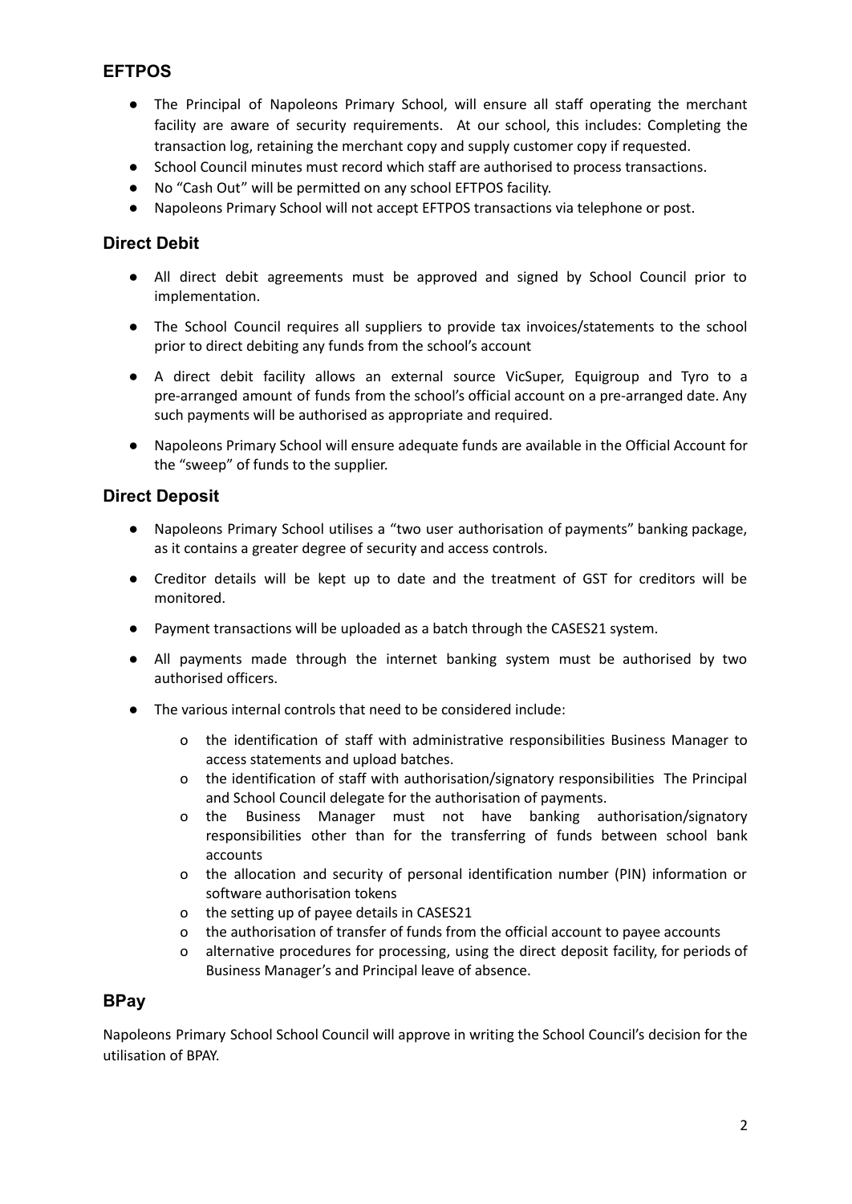## EFTPOS

- The Principal of Napoleons Primary School, will ensure all staff operating the merchant facility are aware of security requirements. At our school, this includes: Completing the transaction log, retaining the merchant copy and supply customer copy if requested.
- School Council minutes must record which staff are authorised to process transactions.
- No "Cash Out" will be permitted on any school EFTPOS facility.
- Napoleons Primary School will not accept EFTPOS transactions via telephone or post.

## Direct Debit

- All direct debit agreements must be approved and signed by School Council prior to implementation.
- The School Council requires all suppliers to provide tax invoices/statements to the school prior to direct debiting any funds from the school's account
- A direct debit facility allows an external source VicSuper, Equigroup and Tyro to a pre-arranged amount of funds from the school's official account on a pre-arranged date. Any such payments will be authorised as appropriate and required.
- Napoleons Primary School will ensure adequate funds are available in the Official Account for the "sweep" of funds to the supplier.

## Direct Deposit

- Napoleons Primary School utilises a "two user authorisation of payments" banking package, as it contains a greater degree of security and access controls.
- Creditor details will be kept up to date and the treatment of GST for creditors will be monitored.
- Payment transactions will be uploaded as a batch through the CASES21 system.
- All payments made through the internet banking system must be authorised by two authorised officers.
- The various internal controls that need to be considered include:
  - the identification of staff with administrative responsibilities Business Manager to access statements and upload batches.
  - the identification of staff with authorisation/signatory responsibilities The Principal and School Council delegate for the authorisation of payments.
  - the Business Manager must not have banking authorisation/signatory responsibilities other than for the transferring of funds between school bank accounts
  - the allocation and security of personal identification number (PIN) information or software authorisation tokens
  - the setting up of payee details in CASES21
  - the authorisation of transfer of funds from the official account to payee accounts
  - alternative procedures for processing, using the direct deposit facility, for periods of Business Manager's and Principal leave of absence.

## BPay

Napoleons Primary School School Council will approve in writing the School Council's decision for the utilisation of BPAY.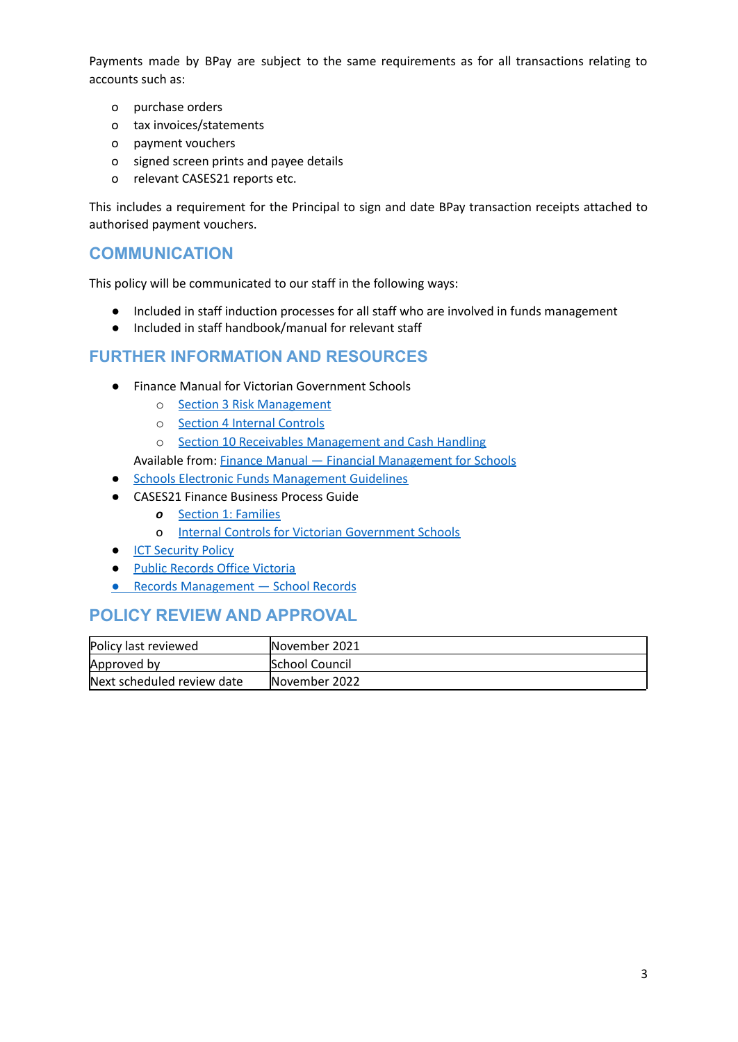Payments made by BPay are subject to the same requirements as for all transactions relating to accounts such as:

- purchase orders
- tax invoices/statements
- payment vouchers
- signed screen prints and payee details
- relevant CASES21 reports etc.

This includes a requirement for the Principal to sign and date BPay transaction receipts attached to authorised payment vouchers.

## COMMUNICATION

This policy will be communicated to our staff in the following ways:

- Included in staff induction processes for all staff who are involved in funds management
- Included in staff handbook/manual for relevant staff

## FURTHER INFORMATION AND RESOURCES

- Finance Manual for Victorian Government Schools
  - Section 3 Risk Management
  - Section 4 Internal Controls
  - Section 10 Receivables Management and Cash Handling

  Available from: Finance Manual — Financial Management for Schools
- Schools Electronic Funds Management Guidelines
- CASES21 Finance Business Process Guide
  - Section 1: Families
  - Internal Controls for Victorian Government Schools
- ICT Security Policy
- Public Records Office Victoria
- Records Management — School Records

## POLICY REVIEW AND APPROVAL

| | |
|---|---|
| Policy last reviewed | November 2021 |
| Approved by | School Council |
| Next scheduled review date | November 2022 |